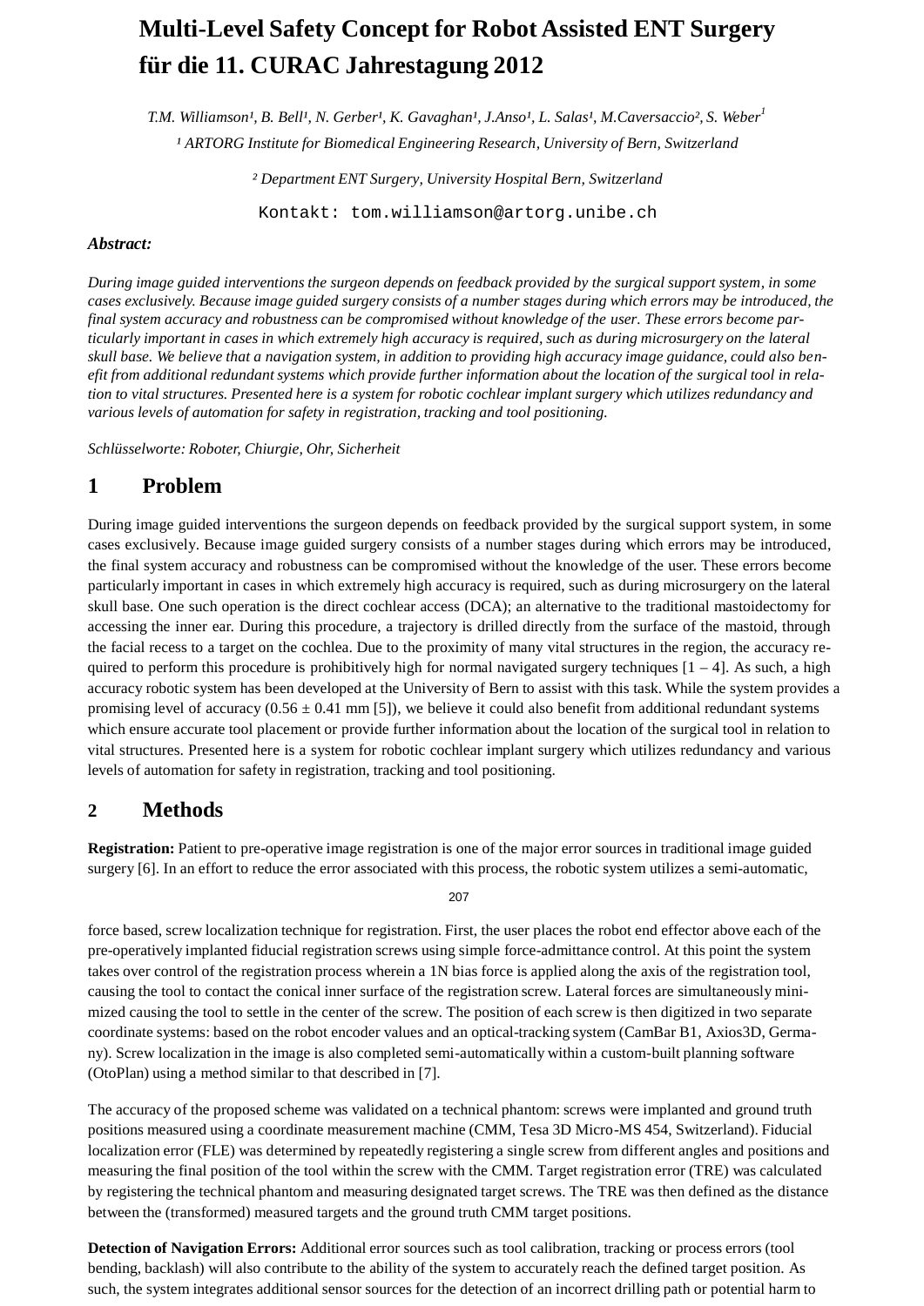# Multi-Level Safety Concept for Robot Assisted ENT Surgery für die 11. CURAC Jahrestagung 2012

*T.M. Williamson[1], B. Bell[1], N. Gerber[1], K. Gavaghan[1], J.Anso[1], L. Salas[1], M.Caversaccio[2], S. Weber[1]*

*[1] ARTORG Institute for Biomedical Engineering Research, University of Bern, Switzerland*

*[2] Department ENT Surgery, University Hospital Bern, Switzerland*

Kontakt: tom.williamson@artorg.unibe.ch

***Abstract:***

*During image guided interventions the surgeon depends on feedback provided by the surgical support system, in some cases exclusively. Because image guided surgery consists of a number stages during which errors may be introduced, the final system accuracy and robustness can be compromised without knowledge of the user. These errors become particularly important in cases in which extremely high accuracy is required, such as during microsurgery on the lateral skull base. We believe that a navigation system, in addition to providing high accuracy image guidance, could also benefit from additional redundant systems which provide further information about the location of the surgical tool in relation to vital structures. Presented here is a system for robotic cochlear implant surgery which utilizes redundancy and various levels of automation for safety in registration, tracking and tool positioning.*

*Schlüsselworte: Roboter, Chiurgie, Ohr, Sicherheit*

## 1 Problem

During image guided interventions the surgeon depends on feedback provided by the surgical support system, in some cases exclusively. Because image guided surgery consists of a number stages during which errors may be introduced, the final system accuracy and robustness can be compromised without the knowledge of the user. These errors become particularly important in cases in which extremely high accuracy is required, such as during microsurgery on the lateral skull base. One such operation is the direct cochlear access (DCA); an alternative to the traditional mastoidectomy for accessing the inner ear. During this procedure, a trajectory is drilled directly from the surface of the mastoid, through the facial recess to a target on the cochlea. Due to the proximity of many vital structures in the region, the accuracy required to perform this procedure is prohibitively high for normal navigated surgery techniques [1 – 4]. As such, a high accuracy robotic system has been developed at the University of Bern to assist with this task. While the system provides a promising level of accuracy ($0.56 \pm 0.41$ mm [5]), we believe it could also benefit from additional redundant systems which ensure accurate tool placement or provide further information about the location of the surgical tool in relation to vital structures. Presented here is a system for robotic cochlear implant surgery which utilizes redundancy and various levels of automation for safety in registration, tracking and tool positioning.

## 2 Methods

**Registration:** Patient to pre-operative image registration is one of the major error sources in traditional image guided surgery [6]. In an effort to reduce the error associated with this process, the robotic system utilizes a semi-automatic, force based, screw localization technique for registration. First, the user places the robot end effector above each of the pre-operatively implanted fiducial registration screws using simple force-admittance control. At this point the system takes over control of the registration process wherein a 1N bias force is applied along the axis of the registration tool, causing the tool to contact the conical inner surface of the registration screw. Lateral forces are simultaneously minimized causing the tool to settle in the center of the screw. The position of each screw is then digitized in two separate coordinate systems: based on the robot encoder values and an optical-tracking system (CamBar B1, Axios3D, Germany). Screw localization in the image is also completed semi-automatically within a custom-built planning software (OtoPlan) using a method similar to that described in [7].

The accuracy of the proposed scheme was validated on a technical phantom: screws were implanted and ground truth positions measured using a coordinate measurement machine (CMM, Tesa 3D Micro-MS 454, Switzerland). Fiducial localization error (FLE) was determined by repeatedly registering a single screw from different angles and positions and measuring the final position of the tool within the screw with the CMM. Target registration error (TRE) was calculated by registering the technical phantom and measuring designated target screws. The TRE was then defined as the distance between the (transformed) measured targets and the ground truth CMM target positions.

**Detection of Navigation Errors:** Additional error sources such as tool calibration, tracking or process errors (tool bending, backlash) will also contribute to the ability of the system to accurately reach the defined target position. As such, the system integrates additional sensor sources for the detection of an incorrect drilling path or potential harm to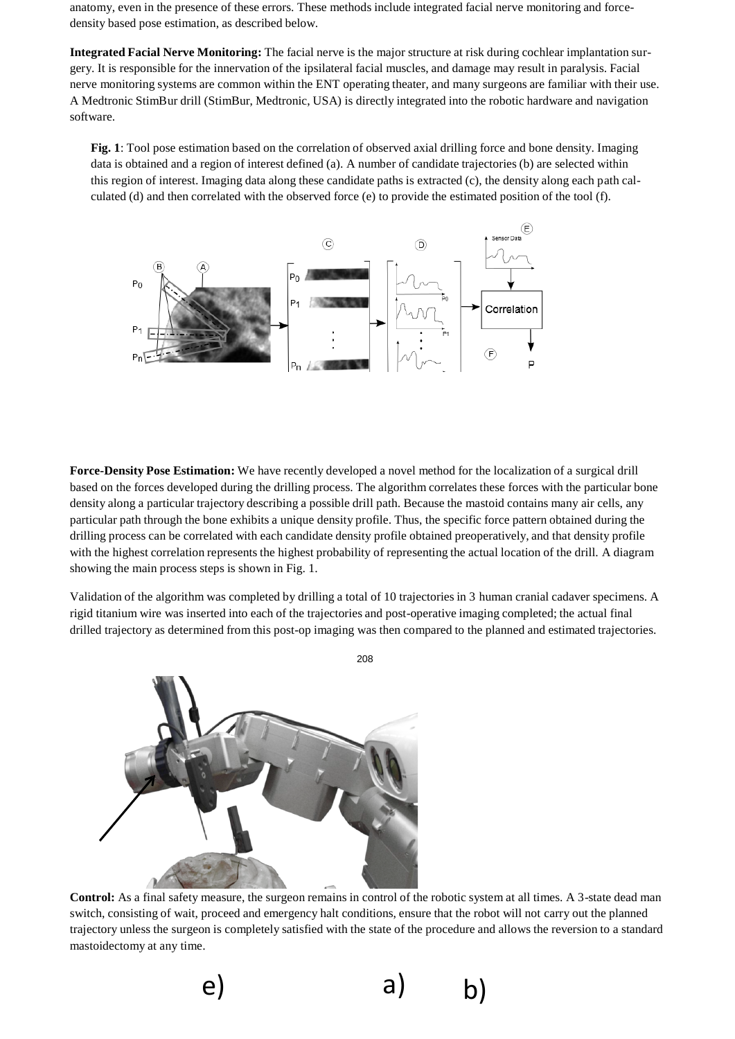anatomy, even in the presence of these errors. These methods include integrated facial nerve monitoring and force-density based pose estimation, as described below.

**Integrated Facial Nerve Monitoring:** The facial nerve is the major structure at risk during cochlear implantation surgery. It is responsible for the innervation of the ipsilateral facial muscles, and damage may result in paralysis. Facial nerve monitoring systems are common within the ENT operating theater, and many surgeons are familiar with their use. A Medtronic StimBur drill (StimBur, Medtronic, USA) is directly integrated into the robotic hardware and navigation software.

**Fig. 1**: Tool pose estimation based on the correlation of observed axial drilling force and bone density. Imaging data is obtained and a region of interest defined (a). A number of candidate trajectories (b) are selected within this region of interest. Imaging data along these candidate paths is extracted (c), the density along each path calculated (d) and then correlated with the observed force (e) to provide the estimated position of the tool (f).

**Force-Density Pose Estimation:** We have recently developed a novel method for the localization of a surgical drill based on the forces developed during the drilling process. The algorithm correlates these forces with the particular bone density along a particular trajectory describing a possible drill path. Because the mastoid contains many air cells, any particular path through the bone exhibits a unique density profile. Thus, the specific force pattern obtained during the drilling process can be correlated with each candidate density profile obtained preoperatively, and that density profile with the highest correlation represents the highest probability of representing the actual location of the drill. A diagram showing the main process steps is shown in Fig. 1.

Validation of the algorithm was completed by drilling a total of 10 trajectories in 3 human cranial cadaver specimens. A rigid titanium wire was inserted into each of the trajectories and post-operative imaging completed; the actual final drilled trajectory as determined from this post-op imaging was then compared to the planned and estimated trajectories.

**Control:** As a final safety measure, the surgeon remains in control of the robotic system at all times. A 3-state dead man switch, consisting of wait, proceed and emergency halt conditions, ensure that the robot will not carry out the planned trajectory unless the surgeon is completely satisfied with the state of the procedure and allows the reversion to a standard mastoidectomy at any time.

e) a) b)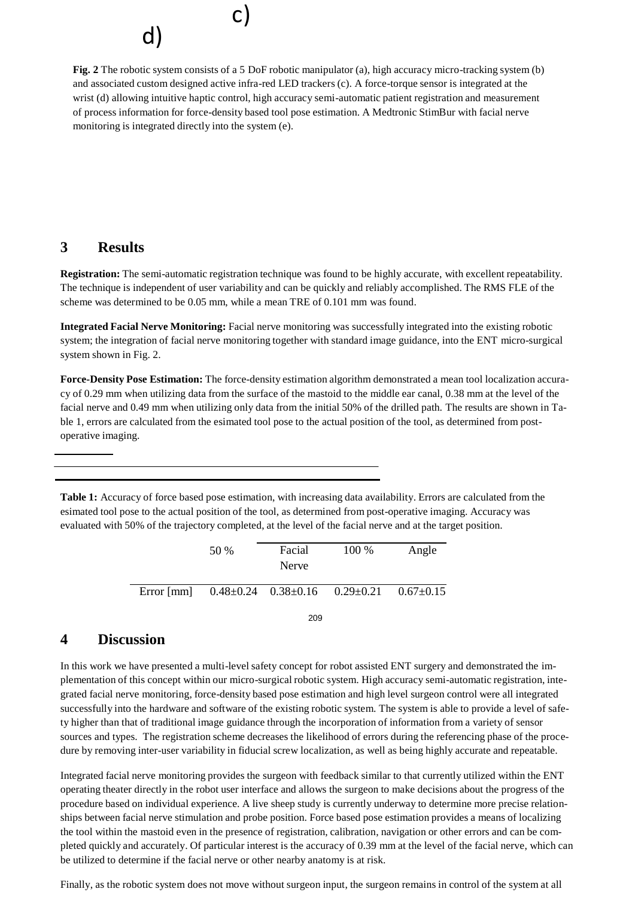d)

c)

**Fig. 2** The robotic system consists of a 5 DoF robotic manipulator (a), high accuracy micro-tracking system (b) and associated custom designed active infra-red LED trackers (c). A force-torque sensor is integrated at the wrist (d) allowing intuitive haptic control, high accuracy semi-automatic patient registration and measurement of process information for force-density based tool pose estimation. A Medtronic StimBur with facial nerve monitoring is integrated directly into the system (e).

## 3 Results

**Registration:** The semi-automatic registration technique was found to be highly accurate, with excellent repeatability. The technique is independent of user variability and can be quickly and reliably accomplished. The RMS FLE of the scheme was determined to be 0.05 mm, while a mean TRE of 0.101 mm was found.

**Integrated Facial Nerve Monitoring:** Facial nerve monitoring was successfully integrated into the existing robotic system; the integration of facial nerve monitoring together with standard image guidance, into the ENT micro-surgical system shown in Fig. 2.

**Force-Density Pose Estimation:** The force-density estimation algorithm demonstrated a mean tool localization accuracy of 0.29 mm when utilizing data from the surface of the mastoid to the middle ear canal, 0.38 mm at the level of the facial nerve and 0.49 mm when utilizing only data from the initial 50% of the drilled path. The results are shown in Table 1, errors are calculated from the esimated tool pose to the actual position of the tool, as determined from post-operative imaging.

**Table 1:** Accuracy of force based pose estimation, with increasing data availability. Errors are calculated from the esimated tool pose to the actual position of the tool, as determined from post-operative imaging. Accuracy was evaluated with 50% of the trajectory completed, at the level of the facial nerve and at the target position.

| | 50 % | Facial Nerve | 100 % | Angle |
|---|---|---|---|---|
| Error [mm] | 0.48±0.24 | 0.38±0.16 | 0.29±0.21 | 0.67±0.15 |

## 4 Discussion

In this work we have presented a multi-level safety concept for robot assisted ENT surgery and demonstrated the implementation of this concept within our micro-surgical robotic system. High accuracy semi-automatic registration, integrated facial nerve monitoring, force-density based pose estimation and high level surgeon control were all integrated successfully into the hardware and software of the existing robotic system. The system is able to provide a level of safety higher than that of traditional image guidance through the incorporation of information from a variety of sensor sources and types. The registration scheme decreases the likelihood of errors during the referencing phase of the procedure by removing inter-user variability in fiducial screw localization, as well as being highly accurate and repeatable.

Integrated facial nerve monitoring provides the surgeon with feedback similar to that currently utilized within the ENT operating theater directly in the robot user interface and allows the surgeon to make decisions about the progress of the procedure based on individual experience. A live sheep study is currently underway to determine more precise relationships between facial nerve stimulation and probe position. Force based pose estimation provides a means of localizing the tool within the mastoid even in the presence of registration, calibration, navigation or other errors and can be completed quickly and accurately. Of particular interest is the accuracy of 0.39 mm at the level of the facial nerve, which can be utilized to determine if the facial nerve or other nearby anatomy is at risk.

Finally, as the robotic system does not move without surgeon input, the surgeon remains in control of the system at all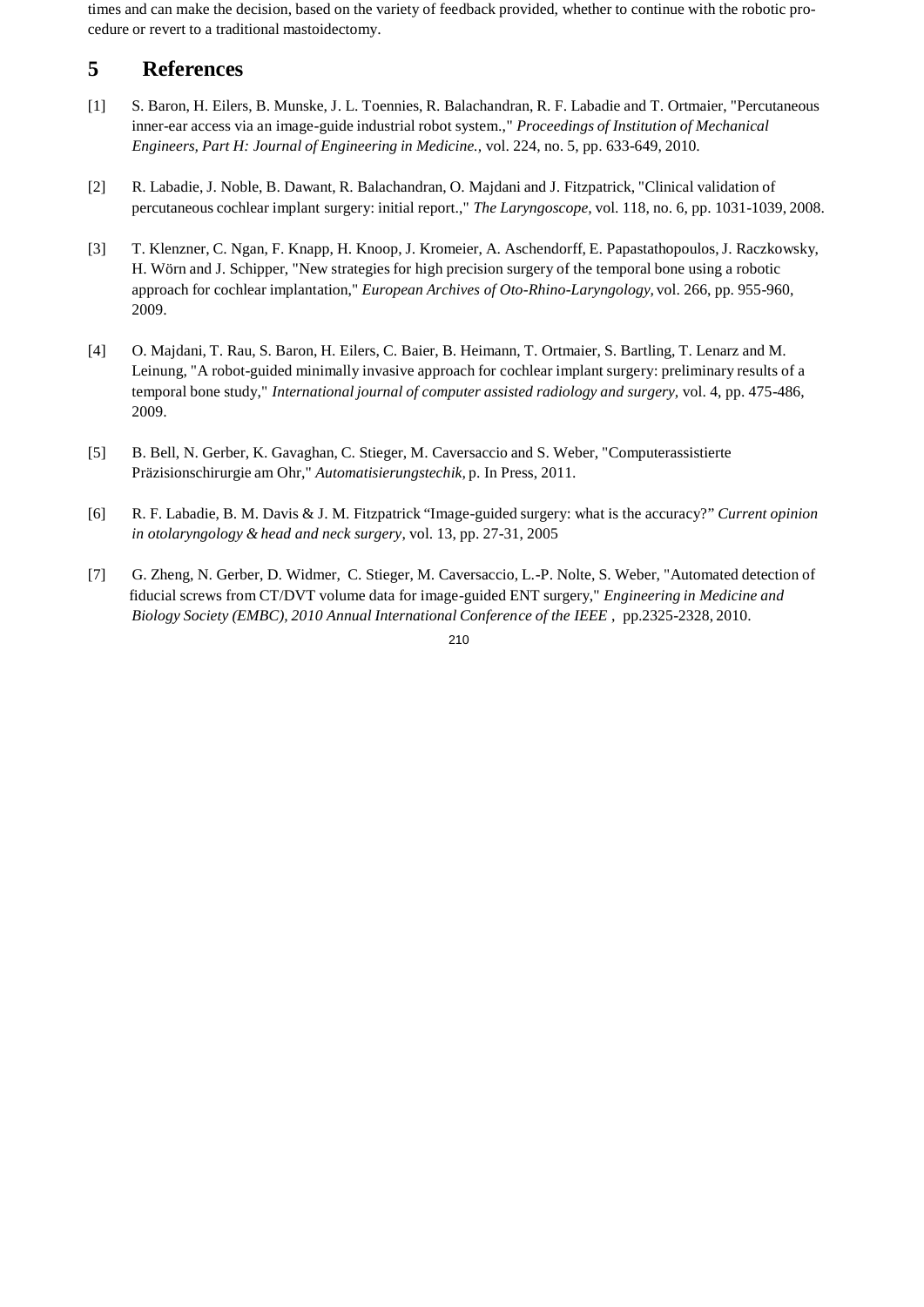times and can make the decision, based on the variety of feedback provided, whether to continue with the robotic procedure or revert to a traditional mastoidectomy.

# 5 References

[1] S. Baron, H. Eilers, B. Munske, J. L. Toennies, R. Balachandran, R. F. Labadie and T. Ortmaier, "Percutaneous inner-ear access via an image-guide industrial robot system.," *Proceedings of Institution of Mechanical Engineers, Part H: Journal of Engineering in Medicine.,* vol. 224, no. 5, pp. 633-649, 2010.

[2] R. Labadie, J. Noble, B. Dawant, R. Balachandran, O. Majdani and J. Fitzpatrick, "Clinical validation of percutaneous cochlear implant surgery: initial report.," *The Laryngoscope,* vol. 118, no. 6, pp. 1031-1039, 2008.

[3] T. Klenzner, C. Ngan, F. Knapp, H. Knoop, J. Kromeier, A. Aschendorff, E. Papastathopoulos, J. Raczkowsky, H. Wörn and J. Schipper, "New strategies for high precision surgery of the temporal bone using a robotic approach for cochlear implantation," *European Archives of Oto-Rhino-Laryngology,* vol. 266, pp. 955-960, 2009.

[4] O. Majdani, T. Rau, S. Baron, H. Eilers, C. Baier, B. Heimann, T. Ortmaier, S. Bartling, T. Lenarz and M. Leinung, "A robot-guided minimally invasive approach for cochlear implant surgery: preliminary results of a temporal bone study," *International journal of computer assisted radiology and surgery,* vol. 4, pp. 475-486, 2009.

[5] B. Bell, N. Gerber, K. Gavaghan, C. Stieger, M. Caversaccio and S. Weber, "Computerassistierte Präzisionschirurgie am Ohr," *Automatisierungstechik,* p. In Press, 2011.

[6] R. F. Labadie, B. M. Davis & J. M. Fitzpatrick "Image-guided surgery: what is the accuracy?" *Current opinion in otolaryngology & head and neck surgery,* vol. 13, pp. 27-31, 2005

[7] G. Zheng, N. Gerber, D. Widmer, C. Stieger, M. Caversaccio, L.-P. Nolte, S. Weber, "Automated detection of fiducial screws from CT/DVT volume data for image-guided ENT surgery," *Engineering in Medicine and Biology Society (EMBC), 2010 Annual International Conference of the IEEE* , pp.2325-2328, 2010.